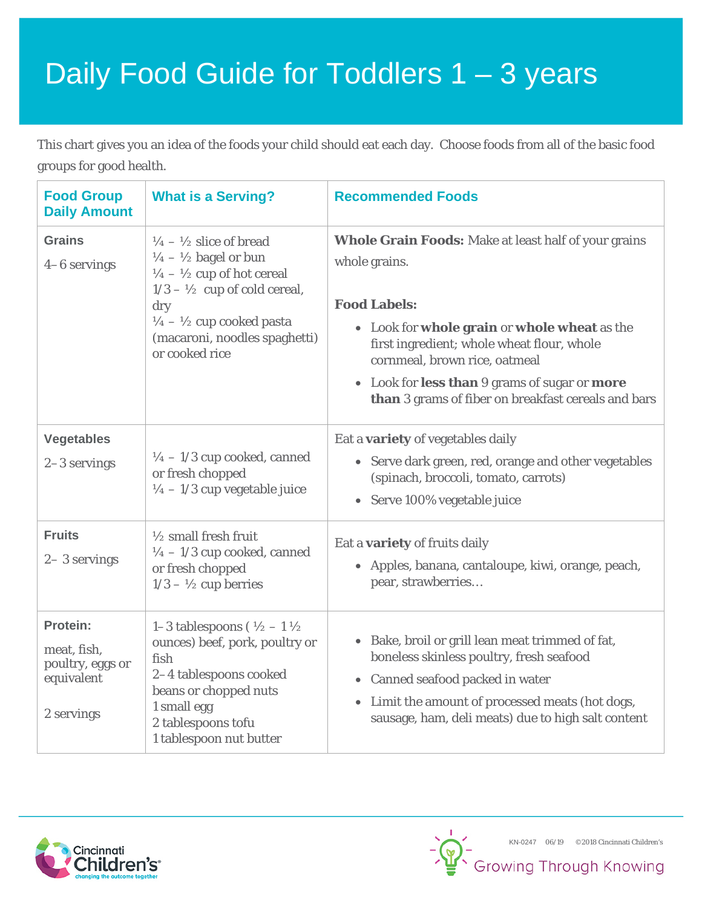# Daily Food Guide for Toddlers 1 – 3 years

This chart gives you an idea of the foods your child should eat each day. Choose foods from all of the basic food groups for good health.

| Food Group Daily Amount | What is a Serving? | Recommended Foods |
|---|---|---|
| **Grains**<br>4–6 servings | ¼ – ½ slice of bread<br>¼ – ½ bagel or bun<br>¼ – ½ cup of hot cereal<br>1/3 – ½ cup of cold cereal, dry<br>¼ – ½ cup cooked pasta (macaroni, noodles spaghetti) or cooked rice | **Whole Grain Foods:** Make at least half of your grains whole grains.<br><br>**Food Labels:**<br>• Look for **whole grain** or **whole wheat** as the first ingredient; whole wheat flour, whole cornmeal, brown rice, oatmeal<br>• Look for **less than** 9 grams of sugar or **more than** 3 grams of fiber on breakfast cereals and bars |
| **Vegetables**<br>2–3 servings | ¼ – 1/3 cup cooked, canned or fresh chopped<br>¼ – 1/3 cup vegetable juice | Eat a **variety** of vegetables daily<br>• Serve dark green, red, orange and other vegetables (spinach, broccoli, tomato, carrots)<br>• Serve 100% vegetable juice |
| **Fruits**<br>2– 3 servings | ½ small fresh fruit<br>¼ – 1/3 cup cooked, canned or fresh chopped<br>1/3 – ½ cup berries | Eat a **variety** of fruits daily<br>• Apples, banana, cantaloupe, kiwi, orange, peach, pear, strawberries… |
| **Protein:**<br>meat, fish, poultry, eggs or equivalent<br><br>2 servings | 1–3 tablespoons ( ½ – 1 ½ ounces) beef, pork, poultry or fish<br>2–4 tablespoons cooked beans or chopped nuts<br>1 small egg<br>2 tablespoons tofu<br>1 tablespoon nut butter | • Bake, broil or grill lean meat trimmed of fat, boneless skinless poultry, fresh seafood<br>• Canned seafood packed in water<br>• Limit the amount of processed meats (hot dogs, sausage, ham, deli meats) due to high salt content |

KN-0247 06/19 ©2018 Cincinnati Children's

Cincinnati Children's — changing the outcome together

Growing Through Knowing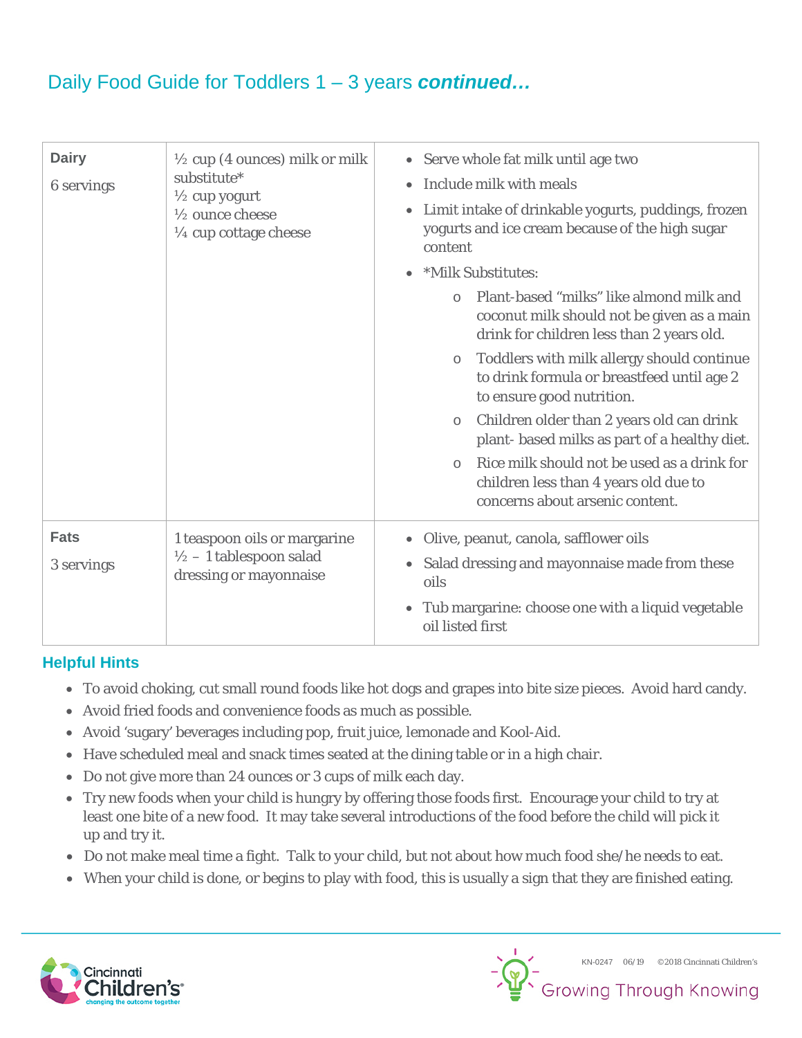## Daily Food Guide for Toddlers 1 – 3 years *continued…*

| | | |
|---|---|---|
| **Dairy**<br><br>6 servings | ½ cup (4 ounces) milk or milk substitute*<br>½ cup yogurt<br>½ ounce cheese<br>¼ cup cottage cheese | • Serve whole fat milk until age two<br>• Include milk with meals<br>• Limit intake of drinkable yogurts, puddings, frozen yogurts and ice cream because of the high sugar content<br>• *Milk Substitutes:<br>  o Plant-based "milks" like almond milk and coconut milk should not be given as a main drink for children less than 2 years old.<br>  o Toddlers with milk allergy should continue to drink formula or breastfeed until age 2 to ensure good nutrition.<br>  o Children older than 2 years old can drink plant- based milks as part of a healthy diet.<br>  o Rice milk should not be used as a drink for children less than 4 years old due to concerns about arsenic content. |
| **Fats**<br><br>3 servings | 1 teaspoon oils or margarine<br>½ – 1 tablespoon salad dressing or mayonnaise | • Olive, peanut, canola, safflower oils<br>• Salad dressing and mayonnaise made from these oils<br>• Tub margarine: choose one with a liquid vegetable oil listed first |

### Helpful Hints

- To avoid choking, cut small round foods like hot dogs and grapes into bite size pieces. Avoid hard candy.
- Avoid fried foods and convenience foods as much as possible.
- Avoid 'sugary' beverages including pop, fruit juice, lemonade and Kool-Aid.
- Have scheduled meal and snack times seated at the dining table or in a high chair.
- Do not give more than 24 ounces or 3 cups of milk each day.
- Try new foods when your child is hungry by offering those foods first. Encourage your child to try at least one bite of a new food. It may take several introductions of the food before the child will pick it up and try it.
- Do not make meal time a fight. Talk to your child, but not about how much food she/he needs to eat.
- When your child is done, or begins to play with food, this is usually a sign that they are finished eating.

KN-0247 06/19 ©2018 Cincinnati Children's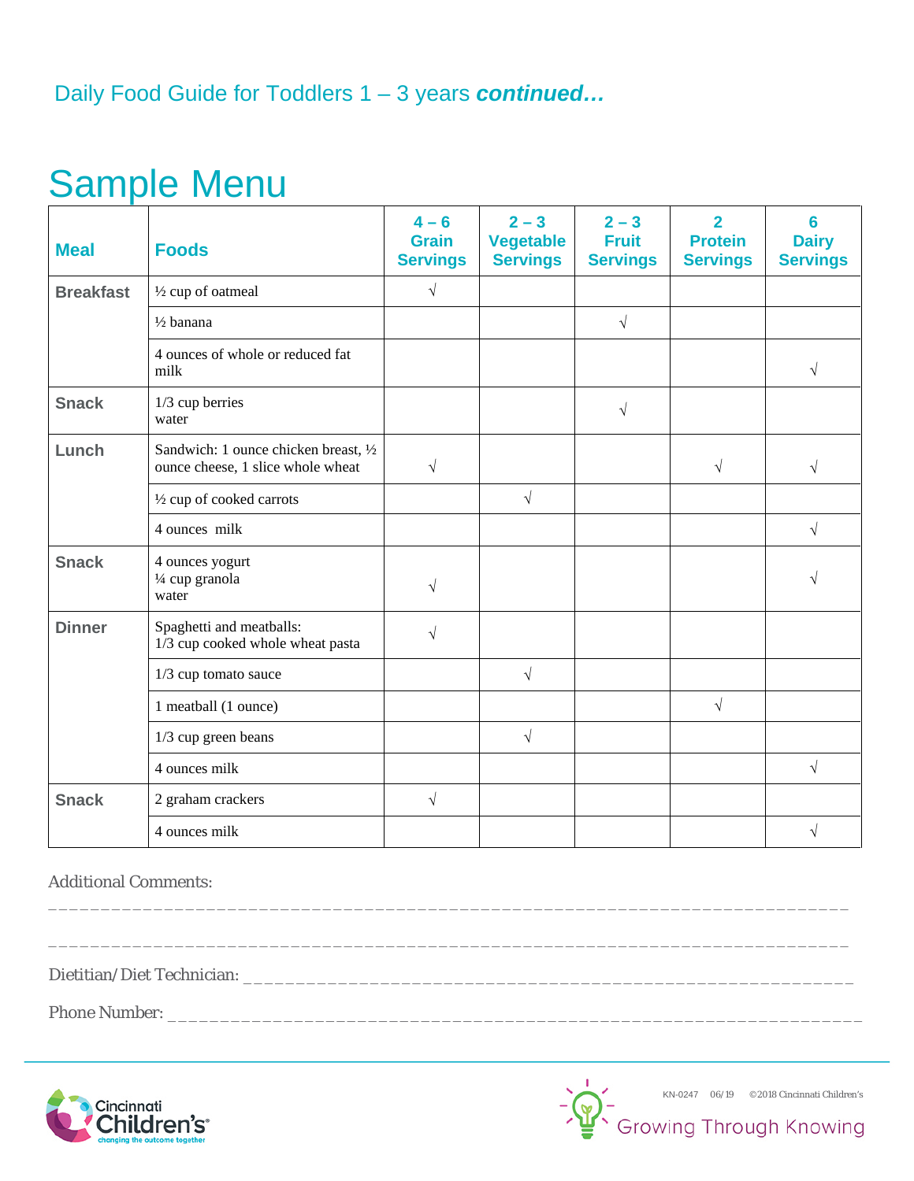Daily Food Guide for Toddlers 1 – 3 years ***continued…***

# Sample Menu

| Meal | Foods | 4 – 6 Grain Servings | 2 – 3 Vegetable Servings | 2 – 3 Fruit Servings | 2 Protein Servings | 6 Dairy Servings |
|---|---|---|---|---|---|---|
| **Breakfast** | ½ cup of oatmeal | √ | | | | |
| | ½ banana | | | √ | | |
| | 4 ounces of whole or reduced fat milk | | | | | √ |
| **Snack** | 1/3 cup berries<br>water | | | √ | | |
| **Lunch** | Sandwich: 1 ounce chicken breast, ½ ounce cheese, 1 slice whole wheat | √ | | | √ | √ |
| | ½ cup of cooked carrots | | √ | | | |
| | 4 ounces milk | | | | | √ |
| **Snack** | 4 ounces yogurt<br>¼ cup granola<br>water | √ | | | | √ |
| **Dinner** | Spaghetti and meatballs:<br>1/3 cup cooked whole wheat pasta | √ | | | | |
| | 1/3 cup tomato sauce | | √ | | | |
| | 1 meatball (1 ounce) | | | | √ | |
| | 1/3 cup green beans | | √ | | | |
| | 4 ounces milk | | | | | √ |
| **Snack** | 2 graham crackers | √ | | | | |
| | 4 ounces milk | | | | | √ |

Additional Comments:
_______________________________________________________________________________

_______________________________________________________________________________

Dietitian/Diet Technician: ______________________________________________________________

Phone Number: ____________________________________________________________________

Cincinnati Children's
changing the outcome together

KN-0247 06/19 ©2018 Cincinnati Children's

Growing Through Knowing